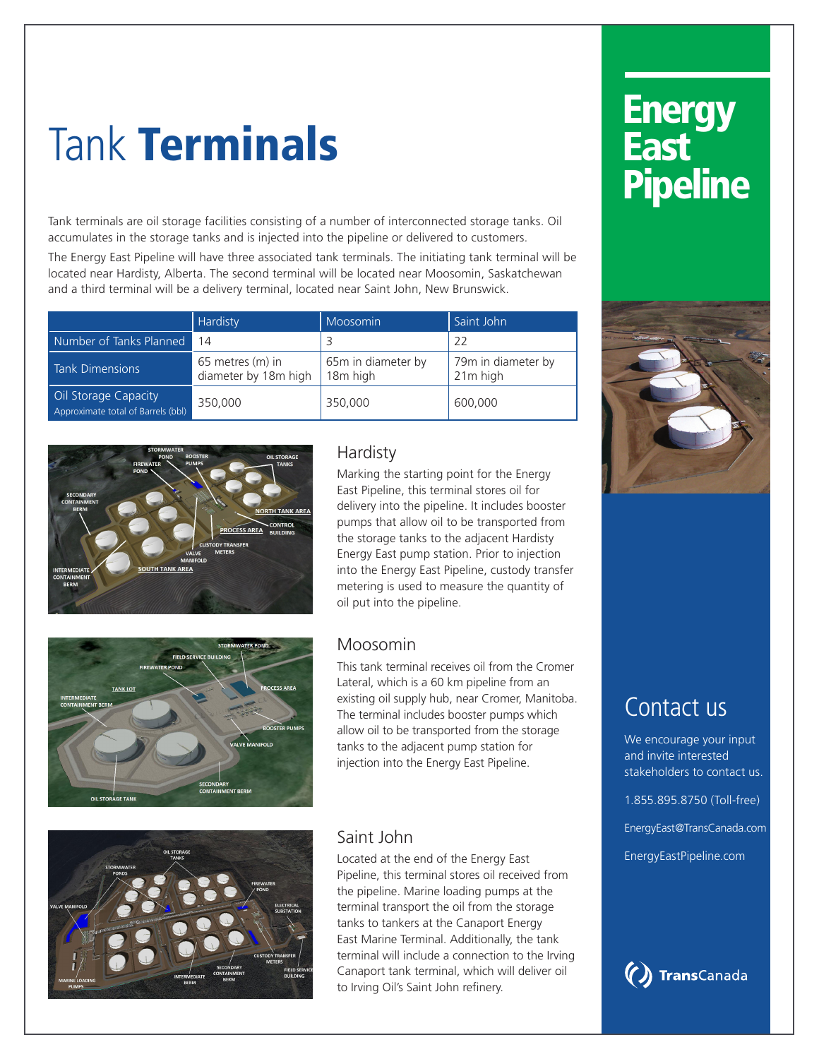# Tank **Terminals**

Tank terminals are oil storage facilities consisting of a number of interconnected storage tanks. Oil accumulates in the storage tanks and is injected into the pipeline or delivered to customers.

The Energy East Pipeline will have three associated tank terminals. The initiating tank terminal will be located near Hardisty, Alberta. The second terminal will be located near Moosomin, Saskatchewan and a third terminal will be a delivery terminal, located near Saint John, New Brunswick.

| | Hardisty | Moosomin | Saint John |
|---|---|---|---|
| Number of Tanks Planned | 14 | 3 | 22 |
| Tank Dimensions | 65 metres (m) in diameter by 18m high | 65m in diameter by 18m high | 79m in diameter by 21m high |
| Oil Storage Capacity Approximate total of Barrels (bbl) | 350,000 | 350,000 | 600,000 |

## Hardisty

Marking the starting point for the Energy East Pipeline, this terminal stores oil for delivery into the pipeline. It includes booster pumps that allow oil to be transported from the storage tanks to the adjacent Hardisty Energy East pump station. Prior to injection into the Energy East Pipeline, custody transfer metering is used to measure the quantity of oil put into the pipeline.

## Moosomin

This tank terminal receives oil from the Cromer Lateral, which is a 60 km pipeline from an existing oil supply hub, near Cromer, Manitoba. The terminal includes booster pumps which allow oil to be transported from the storage tanks to the adjacent pump station for injection into the Energy East Pipeline.

## Saint John

Located at the end of the Energy East Pipeline, this terminal stores oil received from the pipeline. Marine loading pumps at the terminal transport the oil from the storage tanks to tankers at the Canaport Energy East Marine Terminal. Additionally, the tank terminal will include a connection to the Irving Canaport tank terminal, which will deliver oil to Irving Oil's Saint John refinery.

# Energy East Pipeline

## Contact us

We encourage your input and invite interested stakeholders to contact us.

1.855.895.8750 (Toll-free)

EnergyEast@TransCanada.com

EnergyEastPipeline.com

TransCanada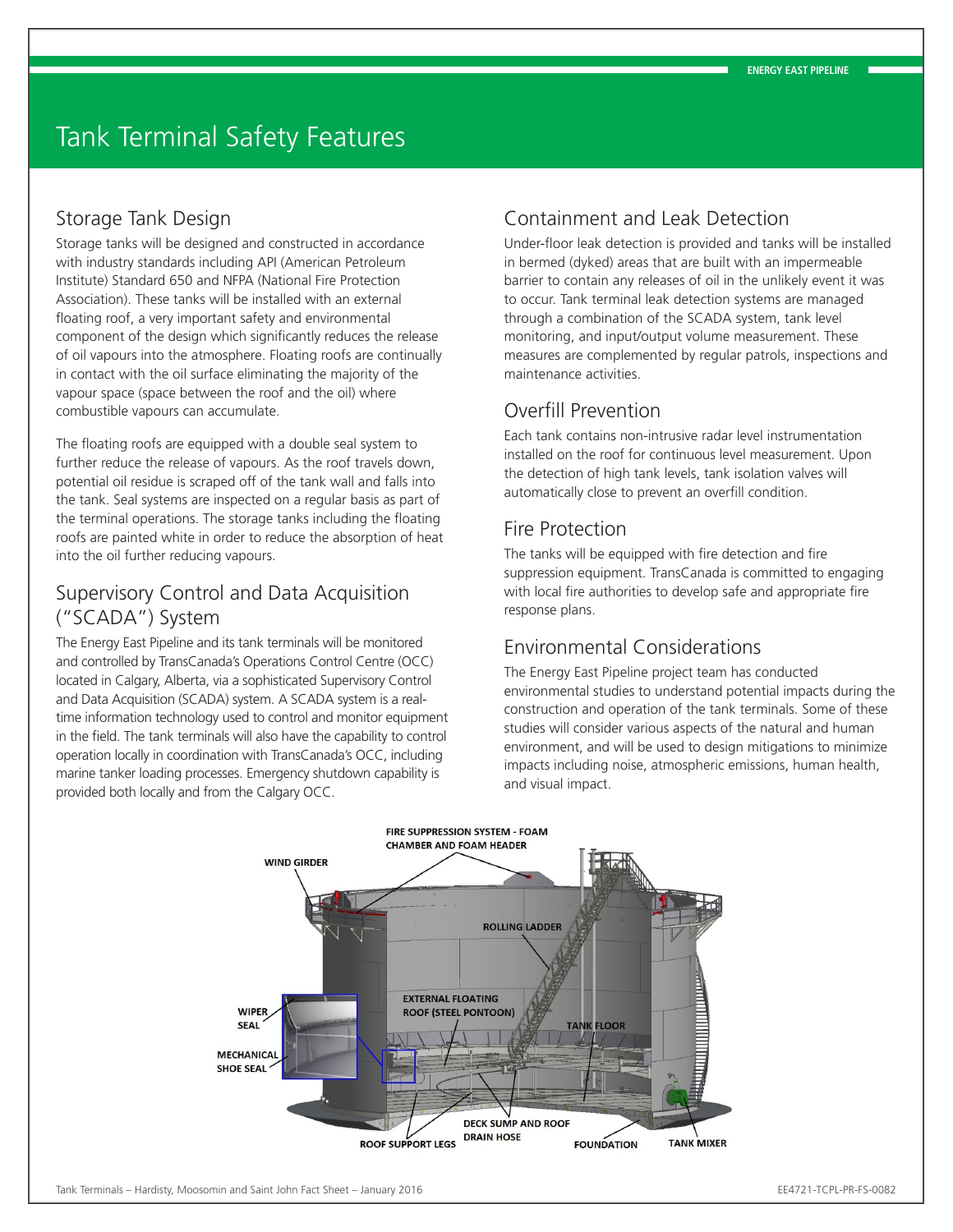# Tank Terminal Safety Features

## Storage Tank Design

Storage tanks will be designed and constructed in accordance with industry standards including API (American Petroleum Institute) Standard 650 and NFPA (National Fire Protection Association). These tanks will be installed with an external floating roof, a very important safety and environmental component of the design which significantly reduces the release of oil vapours into the atmosphere. Floating roofs are continually in contact with the oil surface eliminating the majority of the vapour space (space between the roof and the oil) where combustible vapours can accumulate.

The floating roofs are equipped with a double seal system to further reduce the release of vapours. As the roof travels down, potential oil residue is scraped off of the tank wall and falls into the tank. Seal systems are inspected on a regular basis as part of the terminal operations. The storage tanks including the floating roofs are painted white in order to reduce the absorption of heat into the oil further reducing vapours.

## Supervisory Control and Data Acquisition ("SCADA") System

The Energy East Pipeline and its tank terminals will be monitored and controlled by TransCanada's Operations Control Centre (OCC) located in Calgary, Alberta, via a sophisticated Supervisory Control and Data Acquisition (SCADA) system. A SCADA system is a real-time information technology used to control and monitor equipment in the field. The tank terminals will also have the capability to control operation locally in coordination with TransCanada's OCC, including marine tanker loading processes. Emergency shutdown capability is provided both locally and from the Calgary OCC.

## Containment and Leak Detection

Under-floor leak detection is provided and tanks will be installed in bermed (dyked) areas that are built with an impermeable barrier to contain any releases of oil in the unlikely event it was to occur. Tank terminal leak detection systems are managed through a combination of the SCADA system, tank level monitoring, and input/output volume measurement. These measures are complemented by regular patrols, inspections and maintenance activities.

## Overfill Prevention

Each tank contains non-intrusive radar level instrumentation installed on the roof for continuous level measurement. Upon the detection of high tank levels, tank isolation valves will automatically close to prevent an overfill condition.

## Fire Protection

The tanks will be equipped with fire detection and fire suppression equipment. TransCanada is committed to engaging with local fire authorities to develop safe and appropriate fire response plans.

## Environmental Considerations

The Energy East Pipeline project team has conducted environmental studies to understand potential impacts during the construction and operation of the tank terminals. Some of these studies will consider various aspects of the natural and human environment, and will be used to design mitigations to minimize impacts including noise, atmospheric emissions, human health, and visual impact.

FIRE SUPPRESSION SYSTEM - FOAM CHAMBER AND FOAM HEADER

WIND GIRDER

ROLLING LADDER

EXTERNAL FLOATING ROOF (STEEL PONTOON)

TANK FLOOR

WIPER SEAL

MECHANICAL SHOE SEAL

DECK SUMP AND ROOF DRAIN HOSE

ROOF SUPPORT LEGS

FOUNDATION

TANK MIXER

Tank Terminals – Hardisty, Moosomin and Saint John Fact Sheet – January 2016

EE4721-TCPL-PR-FS-0082